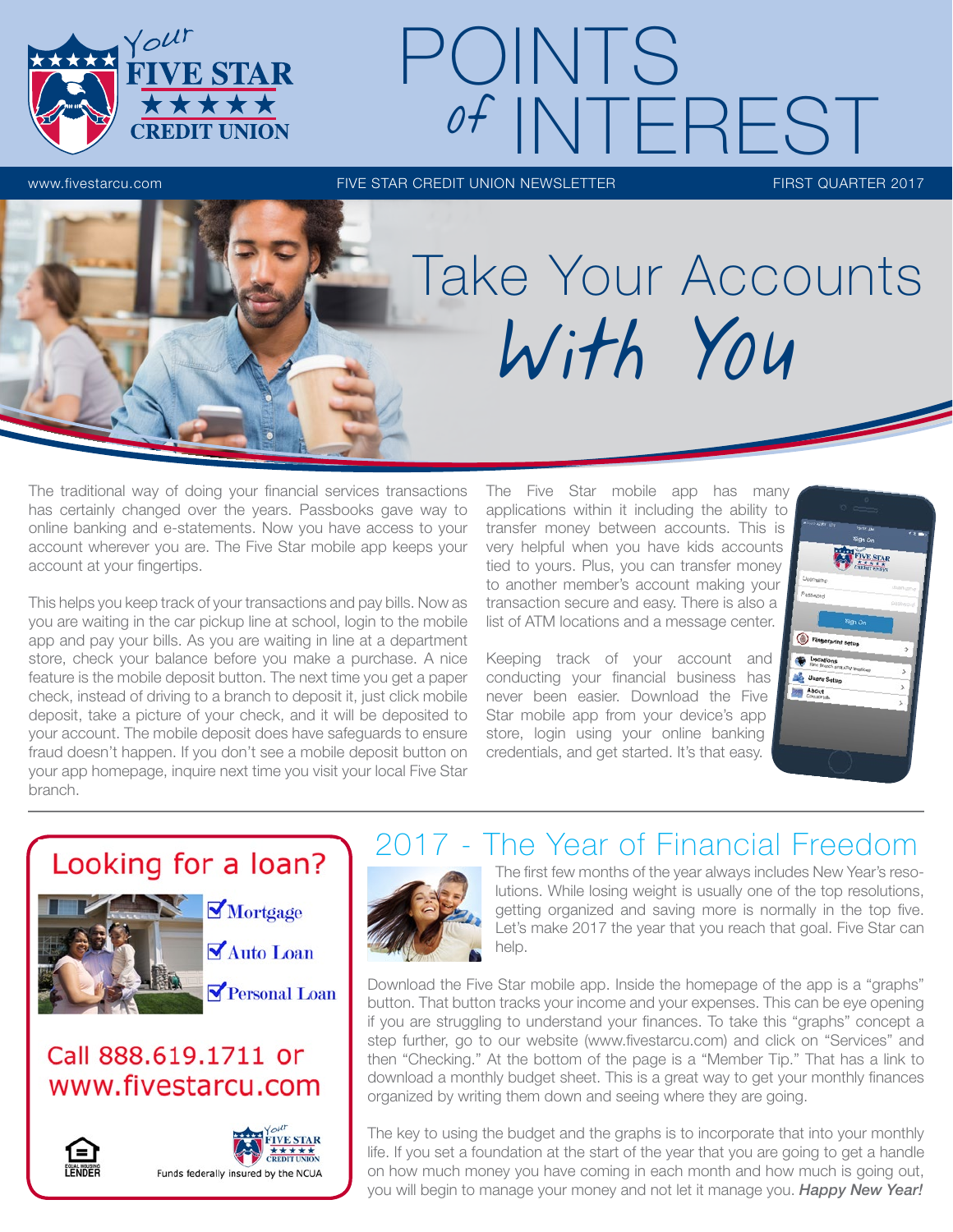# POINTS *of* INTEREST

www.fivestarcu.com | FIVE STAR CREDIT UNION NEWSLETTER | FIRST QUARTER 2017

## Take Your Accounts *With You*

The traditional way of doing your financial services transactions has certainly changed over the years. Passbooks gave way to online banking and e-statements. Now you have access to your account wherever you are. The Five Star mobile app keeps your account at your fingertips.

This helps you keep track of your transactions and pay bills. Now as you are waiting in the car pickup line at school, login to the mobile app and pay your bills. As you are waiting in line at a department store, check your balance before you make a purchase. A nice feature is the mobile deposit button. The next time you get a paper check, instead of driving to a branch to deposit it, just click mobile deposit, take a picture of your check, and it will be deposited to your account. The mobile deposit does have safeguards to ensure fraud doesn't happen. If you don't see a mobile deposit button on your app homepage, inquire next time you visit your local Five Star branch.

The Five Star mobile app has many applications within it including the ability to transfer money between accounts. This is very helpful when you have kids accounts tied to yours. Plus, you can transfer money to another member's account making your transaction secure and easy. There is also a list of ATM locations and a message center.

Keeping track of your account and conducting your financial business has never been easier. Download the Five Star mobile app from your device's app store, login using your online banking credentials, and get started. It's that easy.

## Looking for a loan?

- ☑ Mortgage
- ☑ Auto Loan
- ☑ Personal Loan

Call 888.619.1711 or www.fivestarcu.com

EQUAL HOUSING LENDER

Funds federally insured by the NCUA

## 2017 - The Year of Financial Freedom

The first few months of the year always includes New Year's resolutions. While losing weight is usually one of the top resolutions, getting organized and saving more is normally in the top five. Let's make 2017 the year that you reach that goal. Five Star can help.

Download the Five Star mobile app. Inside the homepage of the app is a "graphs" button. That button tracks your income and your expenses. This can be eye opening if you are struggling to understand your finances. To take this "graphs" concept a step further, go to our website (www.fivestarcu.com) and click on "Services" and then "Checking." At the bottom of the page is a "Member Tip." That has a link to download a monthly budget sheet. This is a great way to get your monthly finances organized by writing them down and seeing where they are going.

The key to using the budget and the graphs is to incorporate that into your monthly life. If you set a foundation at the start of the year that you are going to get a handle on how much money you have coming in each month and how much is going out, you will begin to manage your money and not let it manage you. ***Happy New Year!***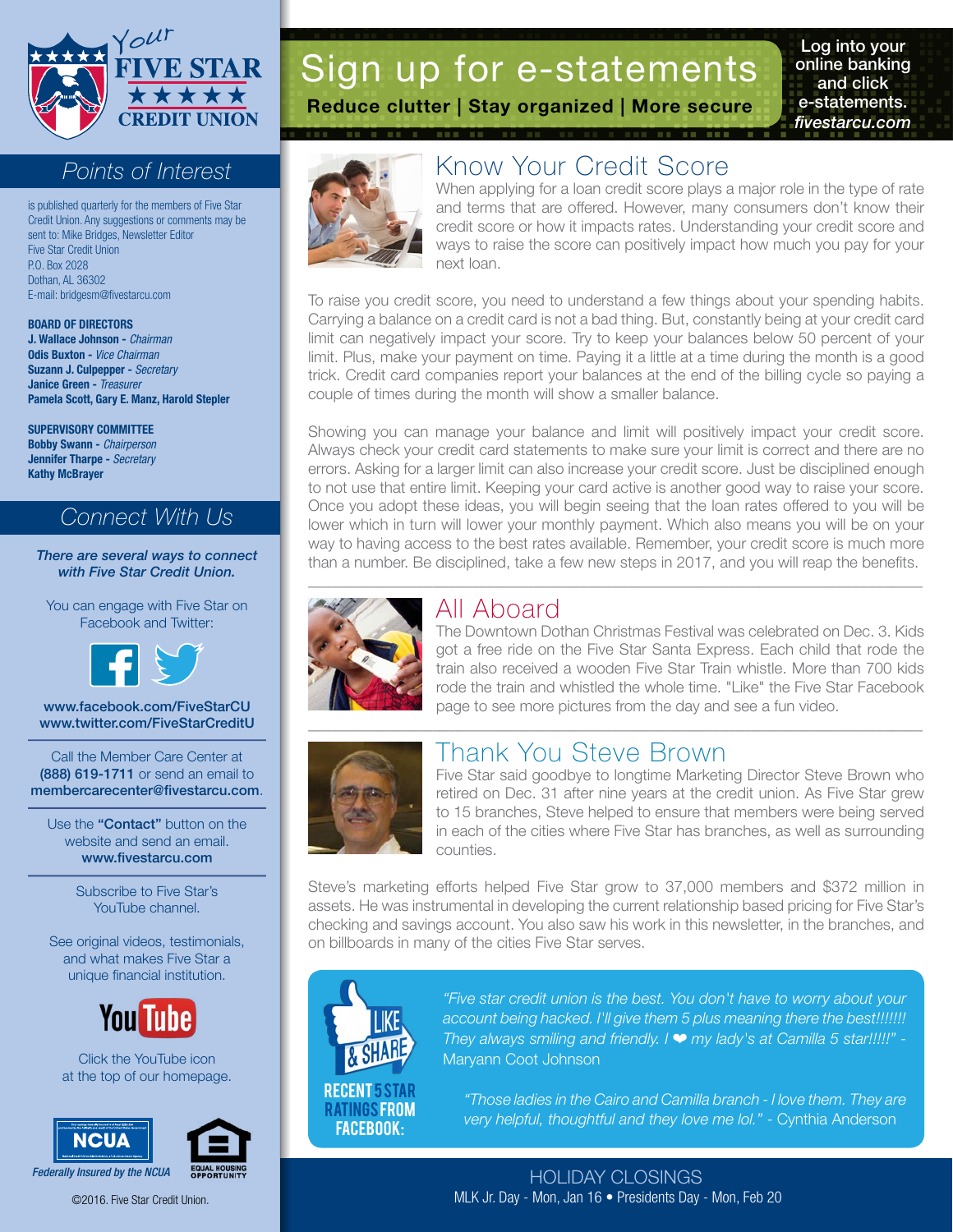# Your FIVE STAR CREDIT UNION

## Points of Interest

is published quarterly for the members of Five Star Credit Union. Any suggestions or comments may be sent to: Mike Bridges, Newsletter Editor
Five Star Credit Union
P.O. Box 2028
Dothan, AL 36302
E-mail: bridgesm@fivestarcu.com

**BOARD OF DIRECTORS**
**J. Wallace Johnson** - *Chairman*
**Odis Buxton** - *Vice Chairman*
**Suzann J. Culpepper** - *Secretary*
**Janice Green** - *Treasurer*
**Pamela Scott, Gary E. Manz, Harold Stepler**

**SUPERVISORY COMMITTEE**
**Bobby Swann** - *Chairperson*
**Jennifer Tharpe** - *Secretary*
**Kathy McBrayer**

## Connect With Us

***There are several ways to connect with Five Star Credit Union.***

You can engage with Five Star on Facebook and Twitter:

**www.facebook.com/FiveStarCU**
**www.twitter.com/FiveStarCreditU**

Call the Member Care Center at **(888) 619-1711** or send an email to **membercarecenter@fivestarcu.com**.

Use the **"Contact"** button on the website and send an email.
**www.fivestarcu.com**

Subscribe to Five Star's YouTube channel.

See original videos, testimonials, and what makes Five Star a unique financial institution.

Click the YouTube icon at the top of our homepage.

NCUA
*Federally Insured by the NCUA*

EQUAL HOUSING OPPORTUNITY

©2016. Five Star Credit Union.

# Sign up for e-statements

**Reduce clutter | Stay organized | More secure**

Log into your online banking and click e-statements.
***fivestarcu.com***

## Know Your Credit Score

When applying for a loan credit score plays a major role in the type of rate and terms that are offered. However, many consumers don't know their credit score or how it impacts rates. Understanding your credit score and ways to raise the score can positively impact how much you pay for your next loan.

To raise you credit score, you need to understand a few things about your spending habits. Carrying a balance on a credit card is not a bad thing. But, constantly being at your credit card limit can negatively impact your score. Try to keep your balances below 50 percent of your limit. Plus, make your payment on time. Paying it a little at a time during the month is a good trick. Credit card companies report your balances at the end of the billing cycle so paying a couple of times during the month will show a smaller balance.

Showing you can manage your balance and limit will positively impact your credit score. Always check your credit card statements to make sure your limit is correct and there are no errors. Asking for a larger limit can also increase your credit score. Just be disciplined enough to not use that entire limit. Keeping your card active is another good way to raise your score. Once you adopt these ideas, you will begin seeing that the loan rates offered to you will be lower which in turn will lower your monthly payment. Which also means you will be on your way to having access to the best rates available. Remember, your credit score is much more than a number. Be disciplined, take a few new steps in 2017, and you will reap the benefits.

## All Aboard

The Downtown Dothan Christmas Festival was celebrated on Dec. 3. Kids got a free ride on the Five Star Santa Express. Each child that rode the train also received a wooden Five Star Train whistle. More than 700 kids rode the train and whistled the whole time. "Like" the Five Star Facebook page to see more pictures from the day and see a fun video.

## Thank You Steve Brown

Five Star said goodbye to longtime Marketing Director Steve Brown who retired on Dec. 31 after nine years at the credit union. As Five Star grew to 15 branches, Steve helped to ensure that members were being served in each of the cities where Five Star has branches, as well as surrounding counties.

Steve's marketing efforts helped Five Star grow to 37,000 members and $372 million in assets. He was instrumental in developing the current relationship based pricing for Five Star's checking and savings account. You also saw his work in this newsletter, in the branches, and on billboards in many of the cities Five Star serves.

**LIKE & SHARE**
**RECENT 5 STAR RATINGS FROM FACEBOOK:**

*"Five star credit union is the best. You don't have to worry about your account being hacked. I'll give them 5 plus meaning there the best!!!!!!! They always smiling and friendly. I ❤ my lady's at Camilla 5 star!!!!"* - Maryann Coot Johnson

*"Those ladies in the Cairo and Camilla branch - I love them. They are very helpful, thoughtful and they love me lol."* - Cynthia Anderson

## HOLIDAY CLOSINGS

MLK Jr. Day - Mon, Jan 16 • Presidents Day - Mon, Feb 20